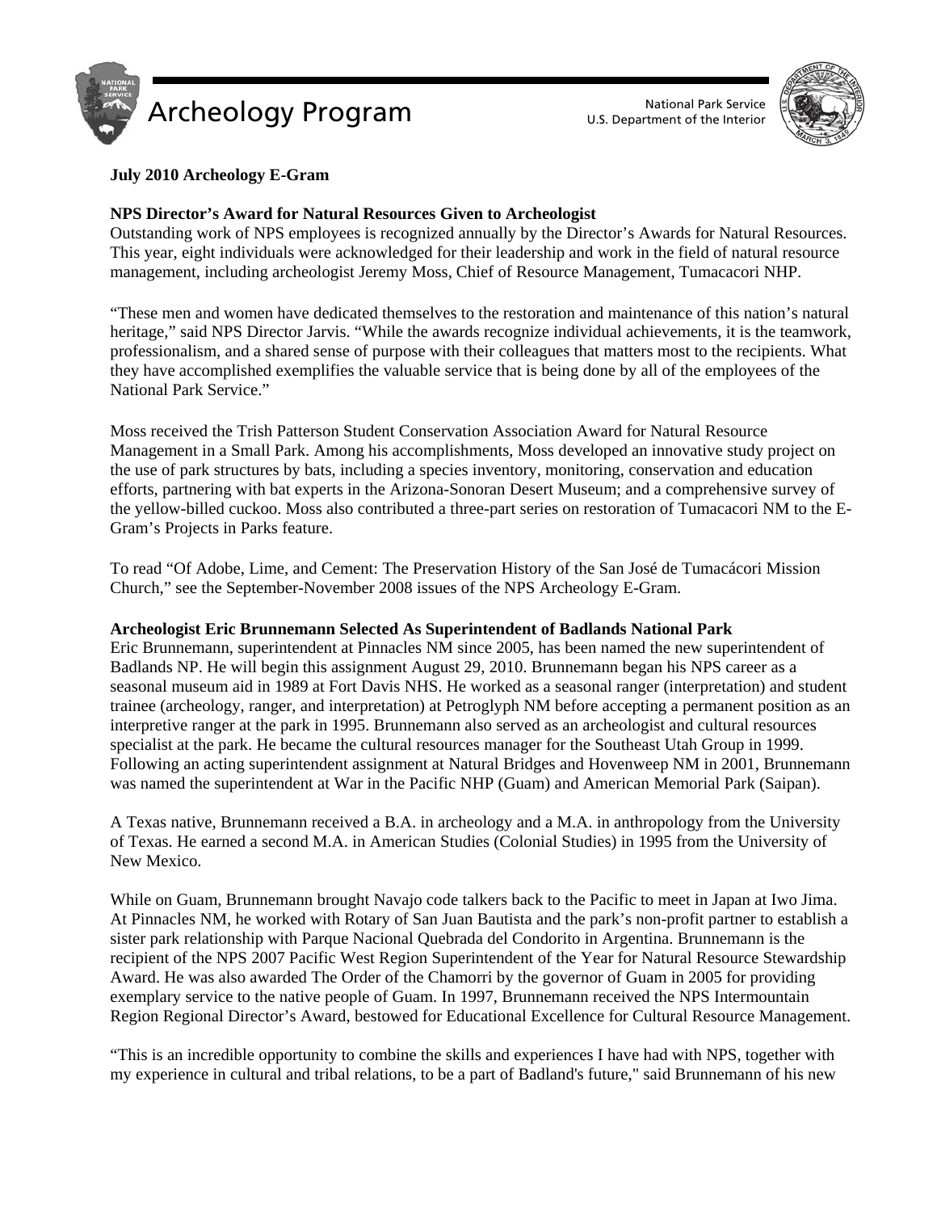# Archeology Program

National Park Service
U.S. Department of the Interior

**July 2010 Archeology E-Gram**

**NPS Director's Award for Natural Resources Given to Archeologist**

Outstanding work of NPS employees is recognized annually by the Director's Awards for Natural Resources. This year, eight individuals were acknowledged for their leadership and work in the field of natural resource management, including archeologist Jeremy Moss, Chief of Resource Management, Tumacacori NHP.

"These men and women have dedicated themselves to the restoration and maintenance of this nation's natural heritage," said NPS Director Jarvis. "While the awards recognize individual achievements, it is the teamwork, professionalism, and a shared sense of purpose with their colleagues that matters most to the recipients. What they have accomplished exemplifies the valuable service that is being done by all of the employees of the National Park Service."

Moss received the Trish Patterson Student Conservation Association Award for Natural Resource Management in a Small Park. Among his accomplishments, Moss developed an innovative study project on the use of park structures by bats, including a species inventory, monitoring, conservation and education efforts, partnering with bat experts in the Arizona-Sonoran Desert Museum; and a comprehensive survey of the yellow-billed cuckoo. Moss also contributed a three-part series on restoration of Tumacacori NM to the E-Gram's Projects in Parks feature.

To read "Of Adobe, Lime, and Cement: The Preservation History of the San José de Tumacácori Mission Church," see the September-November 2008 issues of the NPS Archeology E-Gram.

**Archeologist Eric Brunnemann Selected As Superintendent of Badlands National Park**

Eric Brunnemann, superintendent at Pinnacles NM since 2005, has been named the new superintendent of Badlands NP. He will begin this assignment August 29, 2010. Brunnemann began his NPS career as a seasonal museum aid in 1989 at Fort Davis NHS. He worked as a seasonal ranger (interpretation) and student trainee (archeology, ranger, and interpretation) at Petroglyph NM before accepting a permanent position as an interpretive ranger at the park in 1995. Brunnemann also served as an archeologist and cultural resources specialist at the park. He became the cultural resources manager for the Southeast Utah Group in 1999. Following an acting superintendent assignment at Natural Bridges and Hovenweep NM in 2001, Brunnemann was named the superintendent at War in the Pacific NHP (Guam) and American Memorial Park (Saipan).

A Texas native, Brunnemann received a B.A. in archeology and a M.A. in anthropology from the University of Texas. He earned a second M.A. in American Studies (Colonial Studies) in 1995 from the University of New Mexico.

While on Guam, Brunnemann brought Navajo code talkers back to the Pacific to meet in Japan at Iwo Jima. At Pinnacles NM, he worked with Rotary of San Juan Bautista and the park's non-profit partner to establish a sister park relationship with Parque Nacional Quebrada del Condorito in Argentina. Brunnemann is the recipient of the NPS 2007 Pacific West Region Superintendent of the Year for Natural Resource Stewardship Award. He was also awarded The Order of the Chamorri by the governor of Guam in 2005 for providing exemplary service to the native people of Guam. In 1997, Brunnemann received the NPS Intermountain Region Regional Director's Award, bestowed for Educational Excellence for Cultural Resource Management.

"This is an incredible opportunity to combine the skills and experiences I have had with NPS, together with my experience in cultural and tribal relations, to be a part of Badland's future," said Brunnemann of his new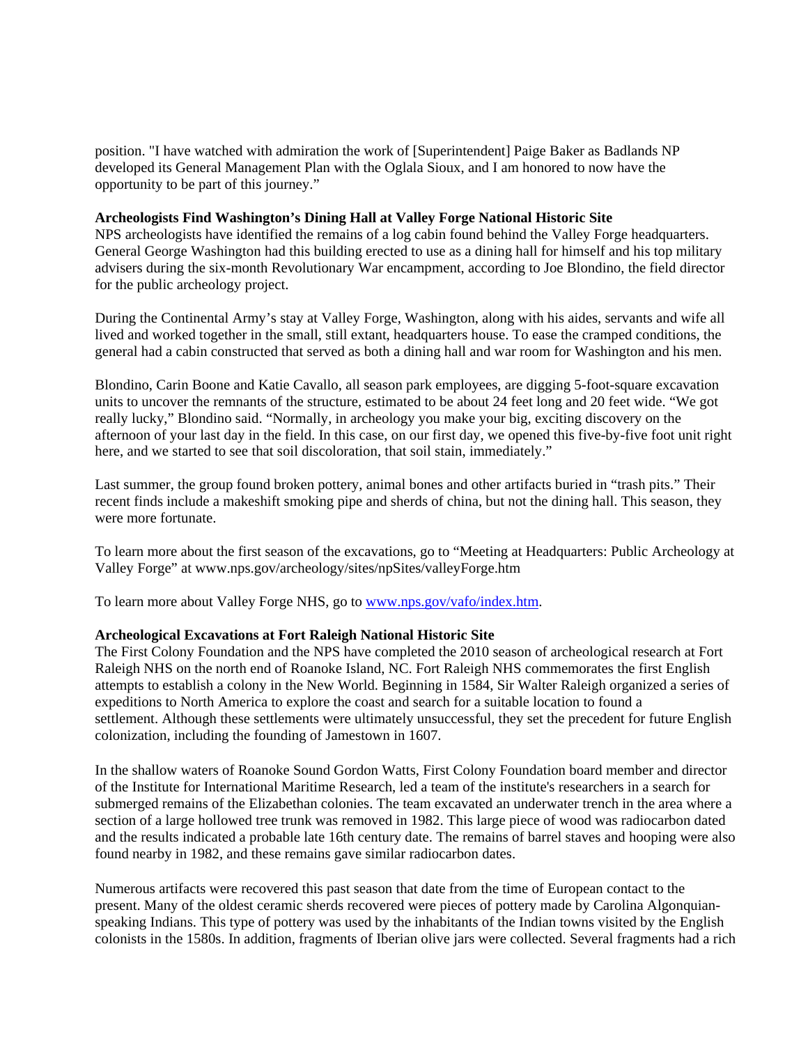position. "I have watched with admiration the work of [Superintendent] Paige Baker as Badlands NP developed its General Management Plan with the Oglala Sioux, and I am honored to now have the opportunity to be part of this journey."

**Archeologists Find Washington's Dining Hall at Valley Forge National Historic Site**

NPS archeologists have identified the remains of a log cabin found behind the Valley Forge headquarters. General George Washington had this building erected to use as a dining hall for himself and his top military advisers during the six-month Revolutionary War encampment, according to Joe Blondino, the field director for the public archeology project.

During the Continental Army's stay at Valley Forge, Washington, along with his aides, servants and wife all lived and worked together in the small, still extant, headquarters house. To ease the cramped conditions, the general had a cabin constructed that served as both a dining hall and war room for Washington and his men.

Blondino, Carin Boone and Katie Cavallo, all season park employees, are digging 5-foot-square excavation units to uncover the remnants of the structure, estimated to be about 24 feet long and 20 feet wide. "We got really lucky," Blondino said. "Normally, in archeology you make your big, exciting discovery on the afternoon of your last day in the field. In this case, on our first day, we opened this five-by-five foot unit right here, and we started to see that soil discoloration, that soil stain, immediately."

Last summer, the group found broken pottery, animal bones and other artifacts buried in "trash pits." Their recent finds include a makeshift smoking pipe and sherds of china, but not the dining hall. This season, they were more fortunate.

To learn more about the first season of the excavations, go to "Meeting at Headquarters: Public Archeology at Valley Forge" at www.nps.gov/archeology/sites/npSites/valleyForge.htm

To learn more about Valley Forge NHS, go to [www.nps.gov/vafo/index.htm](www.nps.gov/vafo/index.htm).

**Archeological Excavations at Fort Raleigh National Historic Site**

The First Colony Foundation and the NPS have completed the 2010 season of archeological research at Fort Raleigh NHS on the north end of Roanoke Island, NC. Fort Raleigh NHS commemorates the first English attempts to establish a colony in the New World. Beginning in 1584, Sir Walter Raleigh organized a series of expeditions to North America to explore the coast and search for a suitable location to found a settlement. Although these settlements were ultimately unsuccessful, they set the precedent for future English colonization, including the founding of Jamestown in 1607.

In the shallow waters of Roanoke Sound Gordon Watts, First Colony Foundation board member and director of the Institute for International Maritime Research, led a team of the institute's researchers in a search for submerged remains of the Elizabethan colonies. The team excavated an underwater trench in the area where a section of a large hollowed tree trunk was removed in 1982. This large piece of wood was radiocarbon dated and the results indicated a probable late 16th century date. The remains of barrel staves and hooping were also found nearby in 1982, and these remains gave similar radiocarbon dates.

Numerous artifacts were recovered this past season that date from the time of European contact to the present. Many of the oldest ceramic sherds recovered were pieces of pottery made by Carolina Algonquian-speaking Indians. This type of pottery was used by the inhabitants of the Indian towns visited by the English colonists in the 1580s. In addition, fragments of Iberian olive jars were collected. Several fragments had a rich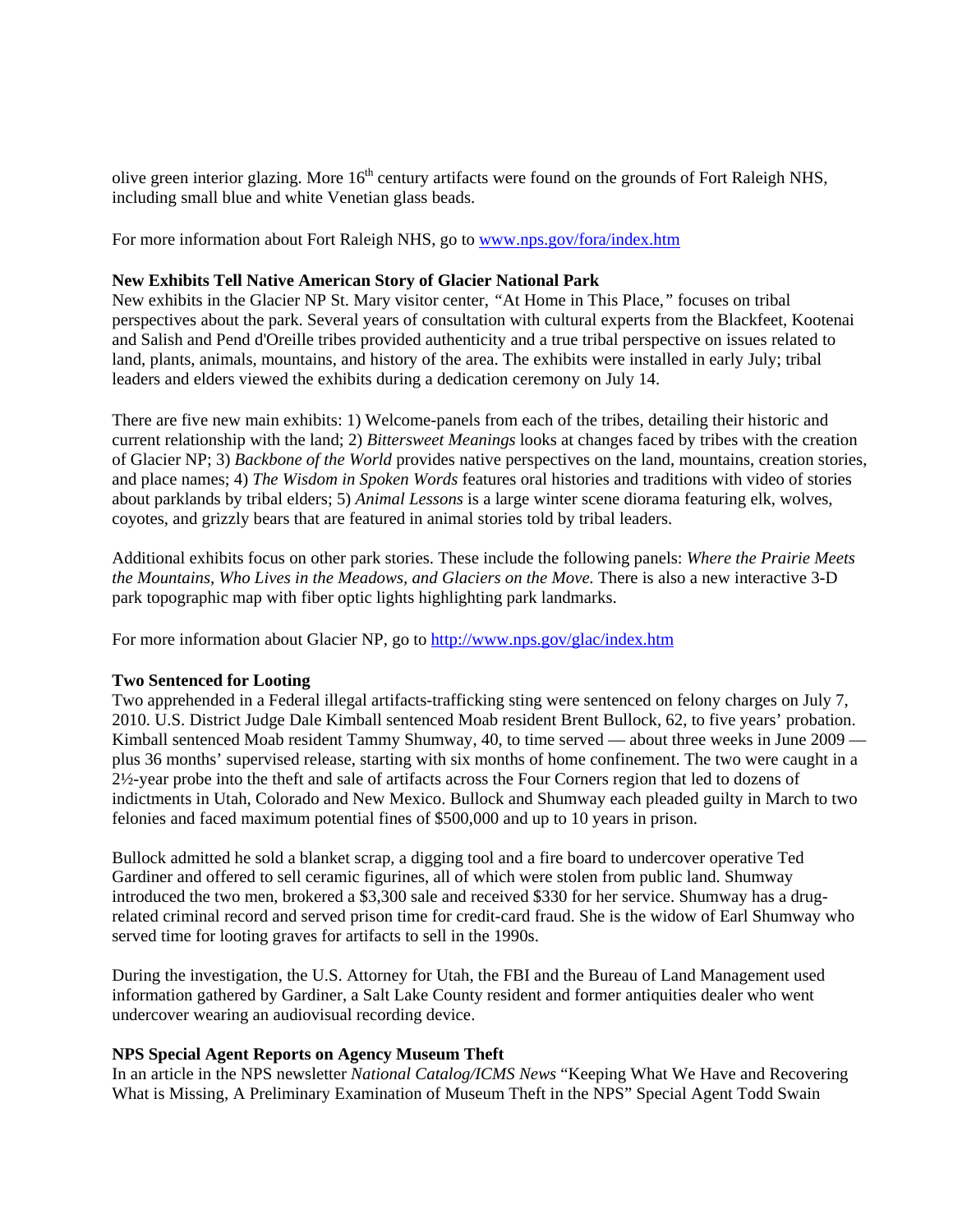olive green interior glazing. More 16th century artifacts were found on the grounds of Fort Raleigh NHS, including small blue and white Venetian glass beads.

For more information about Fort Raleigh NHS, go to [www.nps.gov/fora/index.htm](www.nps.gov/fora/index.htm)

**New Exhibits Tell Native American Story of Glacier National Park**

New exhibits in the Glacier NP St. Mary visitor center, *"At Home in This Place,"* focuses on tribal perspectives about the park. Several years of consultation with cultural experts from the Blackfeet, Kootenai and Salish and Pend d'Oreille tribes provided authenticity and a true tribal perspective on issues related to land, plants, animals, mountains, and history of the area. The exhibits were installed in early July; tribal leaders and elders viewed the exhibits during a dedication ceremony on July 14.

There are five new main exhibits: 1) Welcome-panels from each of the tribes, detailing their historic and current relationship with the land; 2) *Bittersweet Meanings* looks at changes faced by tribes with the creation of Glacier NP; 3) *Backbone of the World* provides native perspectives on the land, mountains, creation stories, and place names; 4) *The Wisdom in Spoken Words* features oral histories and traditions with video of stories about parklands by tribal elders; 5) *Animal Lessons* is a large winter scene diorama featuring elk, wolves, coyotes, and grizzly bears that are featured in animal stories told by tribal leaders.

Additional exhibits focus on other park stories. These include the following panels: *Where the Prairie Meets the Mountains, Who Lives in the Meadows, and Glaciers on the Move.* There is also a new interactive 3-D park topographic map with fiber optic lights highlighting park landmarks.

For more information about Glacier NP, go to [http://www.nps.gov/glac/index.htm](http://www.nps.gov/glac/index.htm)

**Two Sentenced for Looting**

Two apprehended in a Federal illegal artifacts-trafficking sting were sentenced on felony charges on July 7, 2010. U.S. District Judge Dale Kimball sentenced Moab resident Brent Bullock, 62, to five years' probation. Kimball sentenced Moab resident Tammy Shumway, 40, to time served — about three weeks in June 2009 — plus 36 months' supervised release, starting with six months of home confinement. The two were caught in a 2½-year probe into the theft and sale of artifacts across the Four Corners region that led to dozens of indictments in Utah, Colorado and New Mexico. Bullock and Shumway each pleaded guilty in March to two felonies and faced maximum potential fines of $500,000 and up to 10 years in prison.

Bullock admitted he sold a blanket scrap, a digging tool and a fire board to undercover operative Ted Gardiner and offered to sell ceramic figurines, all of which were stolen from public land. Shumway introduced the two men, brokered a $3,300 sale and received $330 for her service. Shumway has a drug-related criminal record and served prison time for credit-card fraud. She is the widow of Earl Shumway who served time for looting graves for artifacts to sell in the 1990s.

During the investigation, the U.S. Attorney for Utah, the FBI and the Bureau of Land Management used information gathered by Gardiner, a Salt Lake County resident and former antiquities dealer who went undercover wearing an audiovisual recording device.

**NPS Special Agent Reports on Agency Museum Theft**

In an article in the NPS newsletter *National Catalog/ICMS News* "Keeping What We Have and Recovering What is Missing, A Preliminary Examination of Museum Theft in the NPS" Special Agent Todd Swain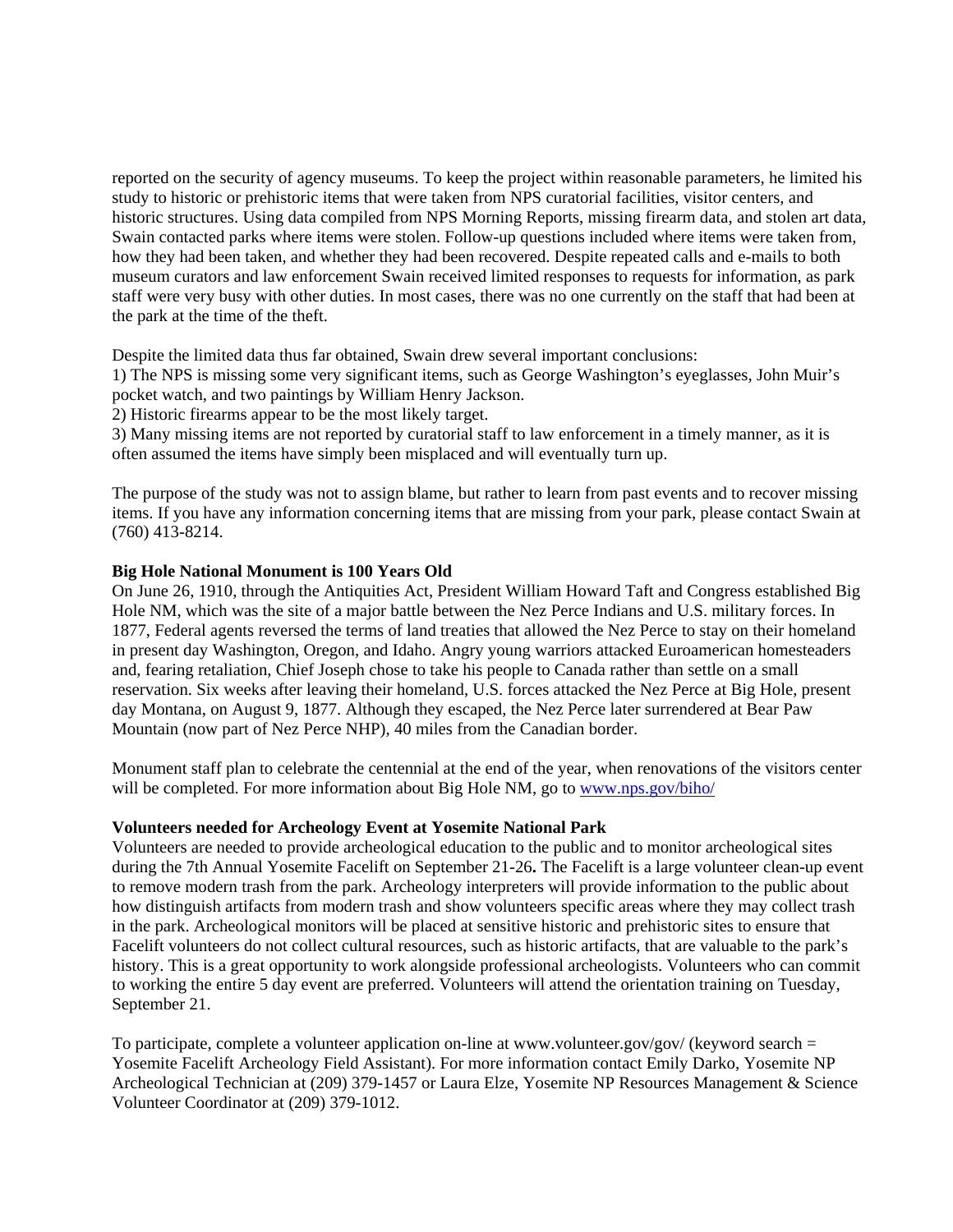reported on the security of agency museums. To keep the project within reasonable parameters, he limited his study to historic or prehistoric items that were taken from NPS curatorial facilities, visitor centers, and historic structures. Using data compiled from NPS Morning Reports, missing firearm data, and stolen art data, Swain contacted parks where items were stolen. Follow-up questions included where items were taken from, how they had been taken, and whether they had been recovered. Despite repeated calls and e-mails to both museum curators and law enforcement Swain received limited responses to requests for information, as park staff were very busy with other duties. In most cases, there was no one currently on the staff that had been at the park at the time of the theft.

Despite the limited data thus far obtained, Swain drew several important conclusions:
1) The NPS is missing some very significant items, such as George Washington's eyeglasses, John Muir's pocket watch, and two paintings by William Henry Jackson.
2) Historic firearms appear to be the most likely target.
3) Many missing items are not reported by curatorial staff to law enforcement in a timely manner, as it is often assumed the items have simply been misplaced and will eventually turn up.

The purpose of the study was not to assign blame, but rather to learn from past events and to recover missing items. If you have any information concerning items that are missing from your park, please contact Swain at (760) 413-8214.

**Big Hole National Monument is 100 Years Old**

On June 26, 1910, through the Antiquities Act, President William Howard Taft and Congress established Big Hole NM, which was the site of a major battle between the Nez Perce Indians and U.S. military forces. In 1877, Federal agents reversed the terms of land treaties that allowed the Nez Perce to stay on their homeland in present day Washington, Oregon, and Idaho. Angry young warriors attacked Euroamerican homesteaders and, fearing retaliation, Chief Joseph chose to take his people to Canada rather than settle on a small reservation. Six weeks after leaving their homeland, U.S. forces attacked the Nez Perce at Big Hole, present day Montana, on August 9, 1877. Although they escaped, the Nez Perce later surrendered at Bear Paw Mountain (now part of Nez Perce NHP), 40 miles from the Canadian border.

Monument staff plan to celebrate the centennial at the end of the year, when renovations of the visitors center will be completed. For more information about Big Hole NM, go to www.nps.gov/biho/

**Volunteers needed for Archeology Event at Yosemite National Park**

Volunteers are needed to provide archeological education to the public and to monitor archeological sites during the 7th Annual Yosemite Facelift on September 21-26. The Facelift is a large volunteer clean-up event to remove modern trash from the park. Archeology interpreters will provide information to the public about how distinguish artifacts from modern trash and show volunteers specific areas where they may collect trash in the park. Archeological monitors will be placed at sensitive historic and prehistoric sites to ensure that Facelift volunteers do not collect cultural resources, such as historic artifacts, that are valuable to the park's history. This is a great opportunity to work alongside professional archeologists. Volunteers who can commit to working the entire 5 day event are preferred. Volunteers will attend the orientation training on Tuesday, September 21.

To participate, complete a volunteer application on-line at www.volunteer.gov/gov/ (keyword search = Yosemite Facelift Archeology Field Assistant). For more information contact Emily Darko, Yosemite NP Archeological Technician at (209) 379-1457 or Laura Elze, Yosemite NP Resources Management & Science Volunteer Coordinator at (209) 379-1012.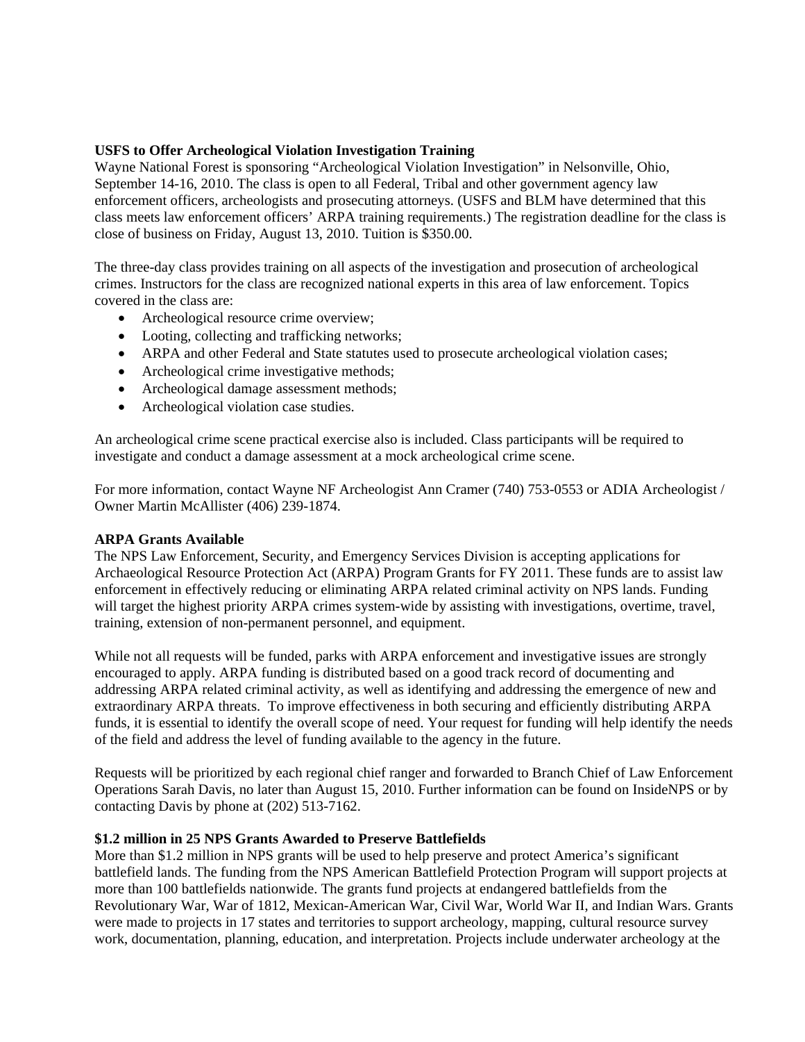**USFS to Offer Archeological Violation Investigation Training**

Wayne National Forest is sponsoring "Archeological Violation Investigation" in Nelsonville, Ohio, September 14-16, 2010. The class is open to all Federal, Tribal and other government agency law enforcement officers, archeologists and prosecuting attorneys. (USFS and BLM have determined that this class meets law enforcement officers' ARPA training requirements.) The registration deadline for the class is close of business on Friday, August 13, 2010. Tuition is $350.00.

The three-day class provides training on all aspects of the investigation and prosecution of archeological crimes. Instructors for the class are recognized national experts in this area of law enforcement. Topics covered in the class are:

- Archeological resource crime overview;
- Looting, collecting and trafficking networks;
- ARPA and other Federal and State statutes used to prosecute archeological violation cases;
- Archeological crime investigative methods;
- Archeological damage assessment methods;
- Archeological violation case studies.

An archeological crime scene practical exercise also is included. Class participants will be required to investigate and conduct a damage assessment at a mock archeological crime scene.

For more information, contact Wayne NF Archeologist Ann Cramer (740) 753-0553 or ADIA Archeologist / Owner Martin McAllister (406) 239-1874.

**ARPA Grants Available**

The NPS Law Enforcement, Security, and Emergency Services Division is accepting applications for Archaeological Resource Protection Act (ARPA) Program Grants for FY 2011. These funds are to assist law enforcement in effectively reducing or eliminating ARPA related criminal activity on NPS lands. Funding will target the highest priority ARPA crimes system-wide by assisting with investigations, overtime, travel, training, extension of non-permanent personnel, and equipment.

While not all requests will be funded, parks with ARPA enforcement and investigative issues are strongly encouraged to apply. ARPA funding is distributed based on a good track record of documenting and addressing ARPA related criminal activity, as well as identifying and addressing the emergence of new and extraordinary ARPA threats. To improve effectiveness in both securing and efficiently distributing ARPA funds, it is essential to identify the overall scope of need. Your request for funding will help identify the needs of the field and address the level of funding available to the agency in the future.

Requests will be prioritized by each regional chief ranger and forwarded to Branch Chief of Law Enforcement Operations Sarah Davis, no later than August 15, 2010. Further information can be found on InsideNPS or by contacting Davis by phone at (202) 513-7162.

**$1.2 million in 25 NPS Grants Awarded to Preserve Battlefields**

More than $1.2 million in NPS grants will be used to help preserve and protect America's significant battlefield lands. The funding from the NPS American Battlefield Protection Program will support projects at more than 100 battlefields nationwide. The grants fund projects at endangered battlefields from the Revolutionary War, War of 1812, Mexican-American War, Civil War, World War II, and Indian Wars. Grants were made to projects in 17 states and territories to support archeology, mapping, cultural resource survey work, documentation, planning, education, and interpretation. Projects include underwater archeology at the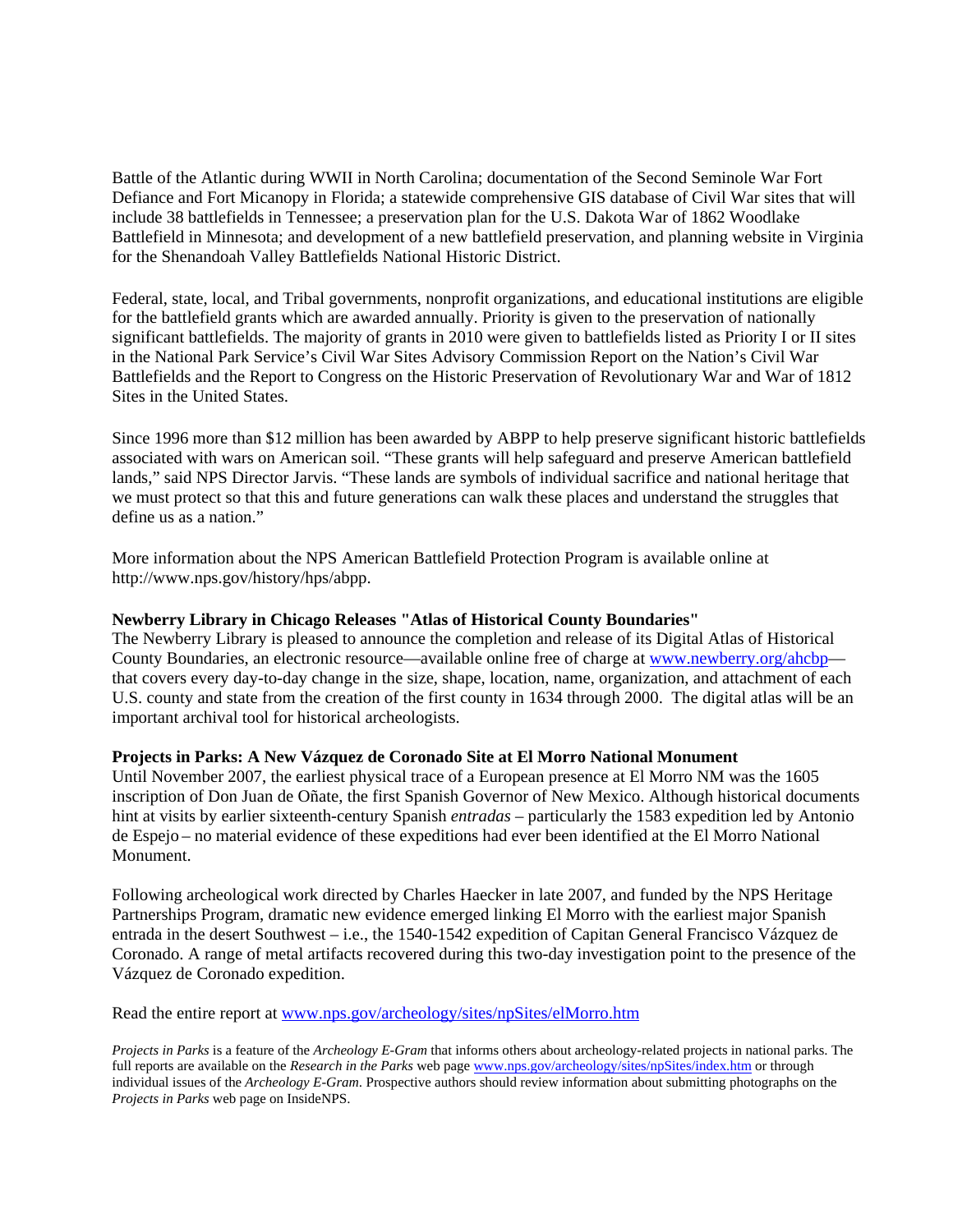Battle of the Atlantic during WWII in North Carolina; documentation of the Second Seminole War Fort Defiance and Fort Micanopy in Florida; a statewide comprehensive GIS database of Civil War sites that will include 38 battlefields in Tennessee; a preservation plan for the U.S. Dakota War of 1862 Woodlake Battlefield in Minnesota; and development of a new battlefield preservation, and planning website in Virginia for the Shenandoah Valley Battlefields National Historic District.

Federal, state, local, and Tribal governments, nonprofit organizations, and educational institutions are eligible for the battlefield grants which are awarded annually. Priority is given to the preservation of nationally significant battlefields. The majority of grants in 2010 were given to battlefields listed as Priority I or II sites in the National Park Service's Civil War Sites Advisory Commission Report on the Nation's Civil War Battlefields and the Report to Congress on the Historic Preservation of Revolutionary War and War of 1812 Sites in the United States.

Since 1996 more than $12 million has been awarded by ABPP to help preserve significant historic battlefields associated with wars on American soil. "These grants will help safeguard and preserve American battlefield lands," said NPS Director Jarvis. "These lands are symbols of individual sacrifice and national heritage that we must protect so that this and future generations can walk these places and understand the struggles that define us as a nation."

More information about the NPS American Battlefield Protection Program is available online at http://www.nps.gov/history/hps/abpp.

**Newberry Library in Chicago Releases "Atlas of Historical County Boundaries"**

The Newberry Library is pleased to announce the completion and release of its Digital Atlas of Historical County Boundaries, an electronic resource—available online free of charge at [www.newberry.org/ahcbp](www.newberry.org/ahcbp)—that covers every day-to-day change in the size, shape, location, name, organization, and attachment of each U.S. county and state from the creation of the first county in 1634 through 2000. The digital atlas will be an important archival tool for historical archeologists.

**Projects in Parks: A New Vázquez de Coronado Site at El Morro National Monument**

Until November 2007, the earliest physical trace of a European presence at El Morro NM was the 1605 inscription of Don Juan de Oñate, the first Spanish Governor of New Mexico. Although historical documents hint at visits by earlier sixteenth-century Spanish *entradas* – particularly the 1583 expedition led by Antonio de Espejo – no material evidence of these expeditions had ever been identified at the El Morro National Monument.

Following archeological work directed by Charles Haecker in late 2007, and funded by the NPS Heritage Partnerships Program, dramatic new evidence emerged linking El Morro with the earliest major Spanish entrada in the desert Southwest – i.e., the 1540-1542 expedition of Capitan General Francisco Vázquez de Coronado. A range of metal artifacts recovered during this two-day investigation point to the presence of the Vázquez de Coronado expedition.

Read the entire report at [www.nps.gov/archeology/sites/npSites/elMorro.htm](www.nps.gov/archeology/sites/npSites/elMorro.htm)

*Projects in Parks* is a feature of the *Archeology E-Gram* that informs others about archeology-related projects in national parks. The full reports are available on the *Research in the Parks* web page [www.nps.gov/archeology/sites/npSites/index.htm](www.nps.gov/archeology/sites/npSites/index.htm) or through individual issues of the *Archeology E-Gram*. Prospective authors should review information about submitting photographs on the *Projects in Parks* web page on InsideNPS.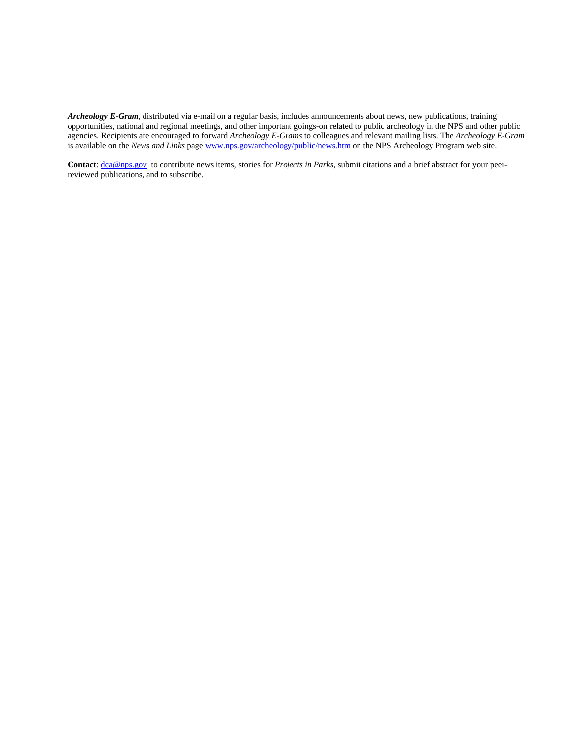***Archeology E-Gram***, distributed via e-mail on a regular basis, includes announcements about news, new publications, training opportunities, national and regional meetings, and other important goings-on related to public archeology in the NPS and other public agencies. Recipients are encouraged to forward *Archeology E-Grams* to colleagues and relevant mailing lists. The *Archeology E-Gram* is available on the *News and Links* page [www.nps.gov/archeology/public/news.htm](www.nps.gov/archeology/public/news.htm) on the NPS Archeology Program web site.

**Contact**: [dca@nps.gov](mailto:dca@nps.gov) to contribute news items, stories for *Projects in Parks*, submit citations and a brief abstract for your peer-reviewed publications, and to subscribe.